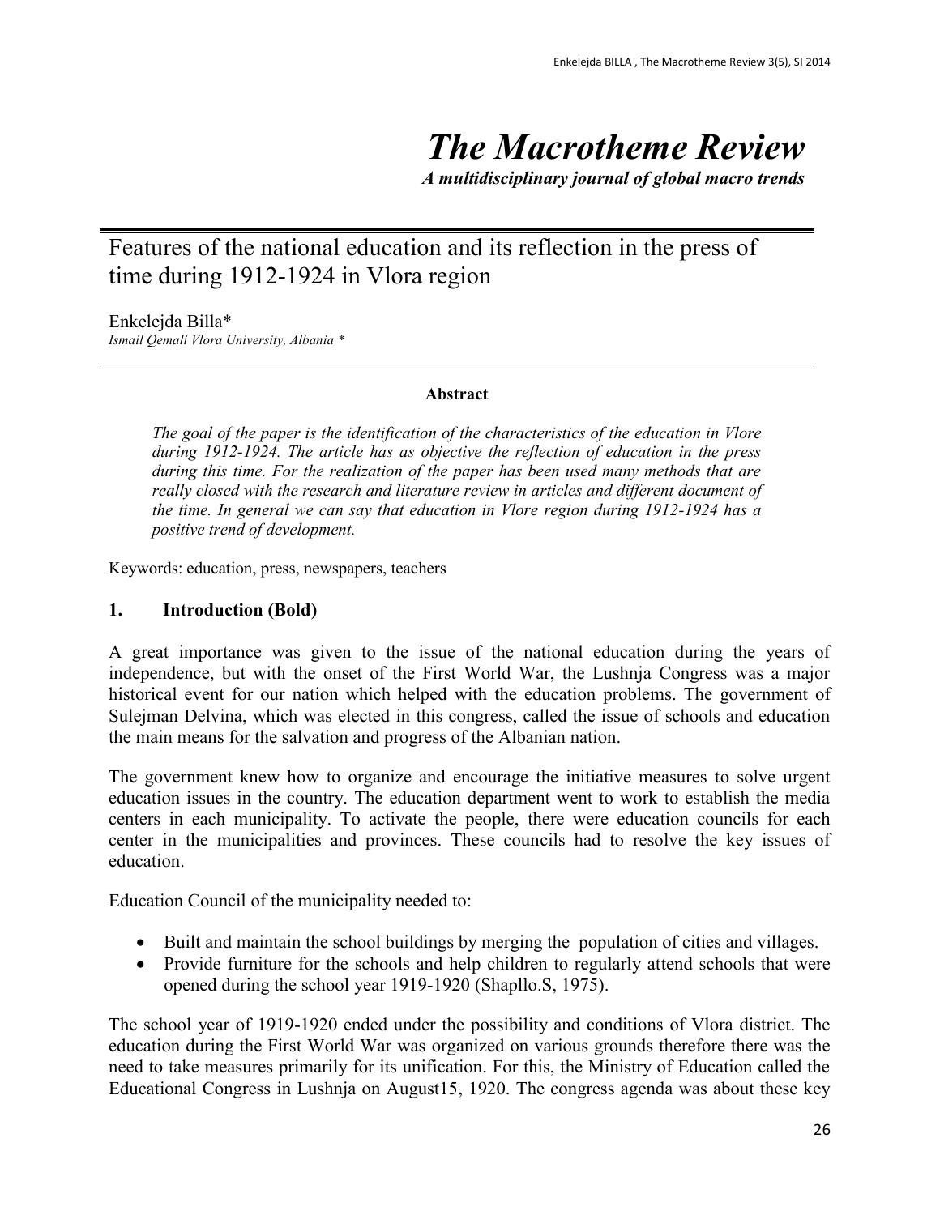# The Macrotheme Review

***A multidisciplinary journal of global macro trends***

## Features of the national education and its reflection in the press of time during 1912-1924 in Vlora region

Enkelejda Billa*

*Ismail Qemali Vlora University, Albania **

**Abstract**

*The goal of the paper is the identification of the characteristics of the education in Vlore during 1912-1924. The article has as objective the reflection of education in the press during this time. For the realization of the paper has been used many methods that are really closed with the research and literature review in articles and different document of the time. In general we can say that education in Vlore region during 1912-1924 has a positive trend of development.*

Keywords: education, press, newspapers, teachers

### 1. Introduction (Bold)

A great importance was given to the issue of the national education during the years of independence, but with the onset of the First World War, the Lushnja Congress was a major historical event for our nation which helped with the education problems. The government of Sulejman Delvina, which was elected in this congress, called the issue of schools and education the main means for the salvation and progress of the Albanian nation.

The government knew how to organize and encourage the initiative measures to solve urgent education issues in the country. The education department went to work to establish the media centers in each municipality. To activate the people, there were education councils for each center in the municipalities and provinces. These councils had to resolve the key issues of education.

Education Council of the municipality needed to:

- Built and maintain the school buildings by merging the population of cities and villages.
- Provide furniture for the schools and help children to regularly attend schools that were opened during the school year 1919-1920 (Shapllo.S, 1975).

The school year of 1919-1920 ended under the possibility and conditions of Vlora district. The education during the First World War was organized on various grounds therefore there was the need to take measures primarily for its unification. For this, the Ministry of Education called the Educational Congress in Lushnja on August15, 1920. The congress agenda was about these key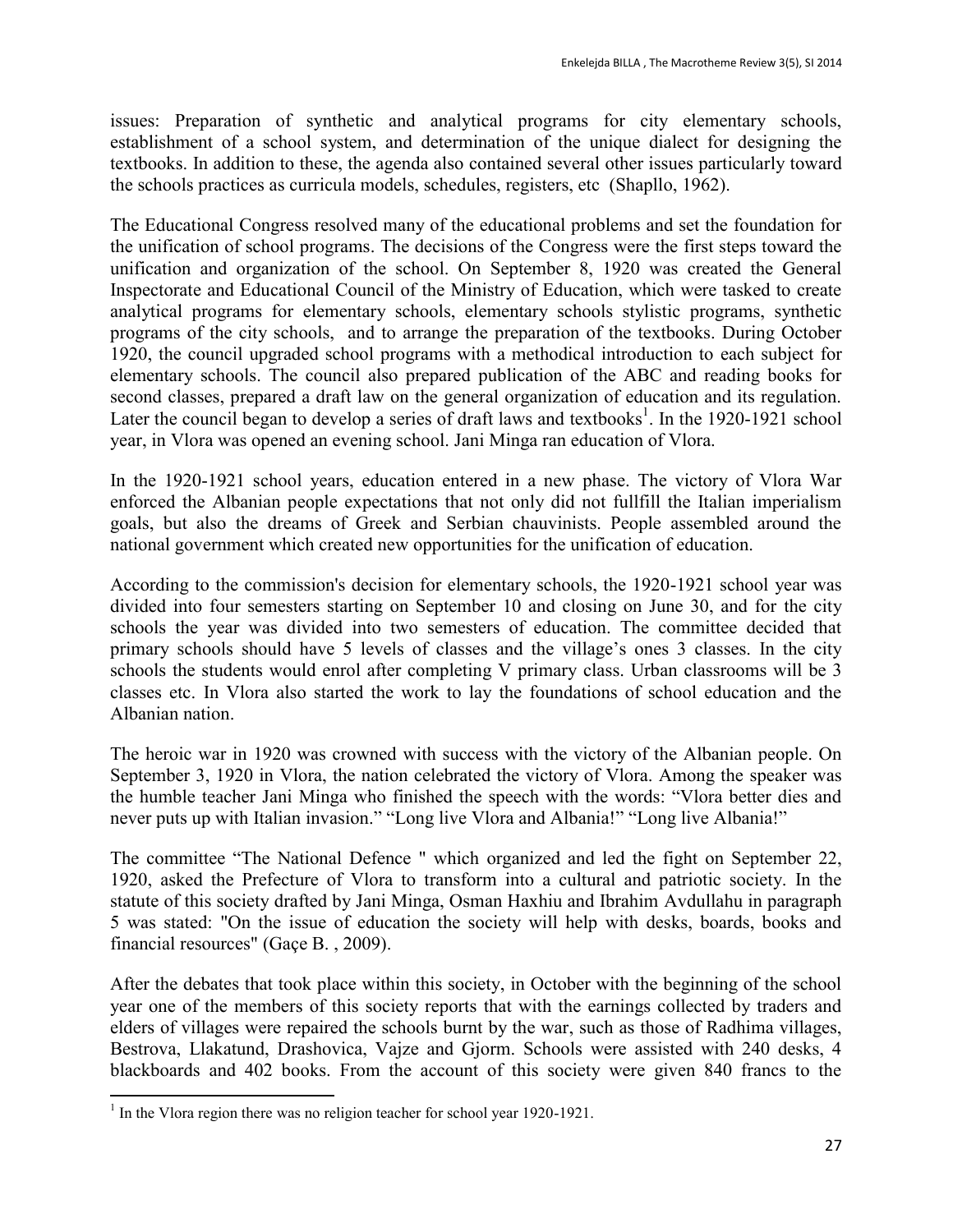issues: Preparation of synthetic and analytical programs for city elementary schools, establishment of a school system, and determination of the unique dialect for designing the textbooks. In addition to these, the agenda also contained several other issues particularly toward the schools practices as curricula models, schedules, registers, etc (Shapllo, 1962).

The Educational Congress resolved many of the educational problems and set the foundation for the unification of school programs. The decisions of the Congress were the first steps toward the unification and organization of the school. On September 8, 1920 was created the General Inspectorate and Educational Council of the Ministry of Education, which were tasked to create analytical programs for elementary schools, elementary schools stylistic programs, synthetic programs of the city schools, and to arrange the preparation of the textbooks. During October 1920, the council upgraded school programs with a methodical introduction to each subject for elementary schools. The council also prepared publication of the ABC and reading books for second classes, prepared a draft law on the general organization of education and its regulation. Later the council began to develop a series of draft laws and textbooks[1]. In the 1920-1921 school year, in Vlora was opened an evening school. Jani Minga ran education of Vlora.

In the 1920-1921 school years, education entered in a new phase. The victory of Vlora War enforced the Albanian people expectations that not only did not fullfill the Italian imperialism goals, but also the dreams of Greek and Serbian chauvinists. People assembled around the national government which created new opportunities for the unification of education.

According to the commission's decision for elementary schools, the 1920-1921 school year was divided into four semesters starting on September 10 and closing on June 30, and for the city schools the year was divided into two semesters of education. The committee decided that primary schools should have 5 levels of classes and the village's ones 3 classes. In the city schools the students would enrol after completing V primary class. Urban classrooms will be 3 classes etc. In Vlora also started the work to lay the foundations of school education and the Albanian nation.

The heroic war in 1920 was crowned with success with the victory of the Albanian people. On September 3, 1920 in Vlora, the nation celebrated the victory of Vlora. Among the speaker was the humble teacher Jani Minga who finished the speech with the words: "Vlora better dies and never puts up with Italian invasion." "Long live Vlora and Albania!" "Long live Albania!"

The committee "The National Defence " which organized and led the fight on September 22, 1920, asked the Prefecture of Vlora to transform into a cultural and patriotic society. In the statute of this society drafted by Jani Minga, Osman Haxhiu and Ibrahim Avdullahu in paragraph 5 was stated: "On the issue of education the society will help with desks, boards, books and financial resources" (Gaçe B. , 2009).

After the debates that took place within this society, in October with the beginning of the school year one of the members of this society reports that with the earnings collected by traders and elders of villages were repaired the schools burnt by the war, such as those of Radhima villages, Bestrova, Llakatund, Drashovica, Vajze and Gjorm. Schools were assisted with 240 desks, 4 blackboards and 402 books. From the account of this society were given 840 francs to the

[1] In the Vlora region there was no religion teacher for school year 1920-1921.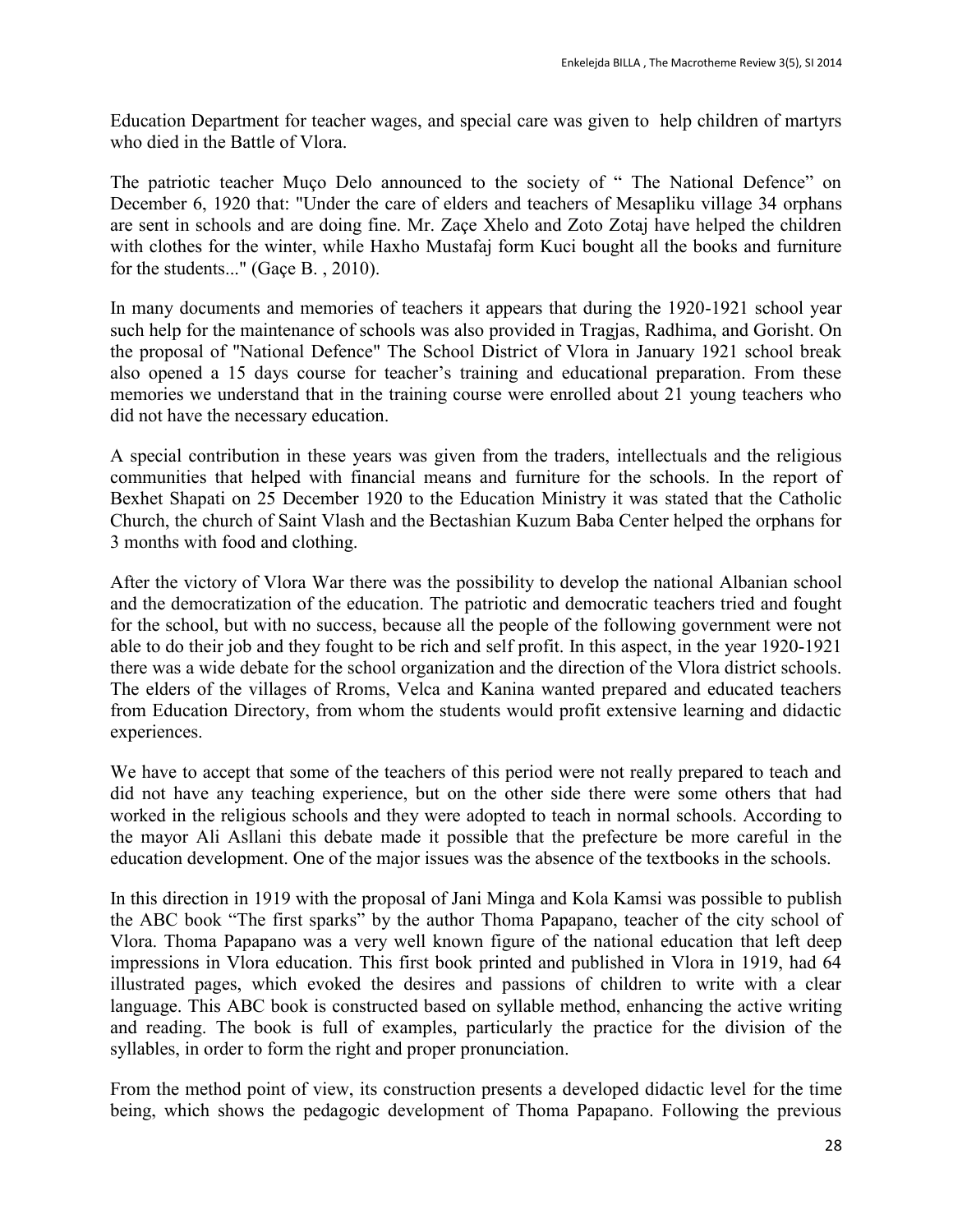Education Department for teacher wages, and special care was given to help children of martyrs who died in the Battle of Vlora.

The patriotic teacher Muço Delo announced to the society of " The National Defence" on December 6, 1920 that: "Under the care of elders and teachers of Mesapliku village 34 orphans are sent in schools and are doing fine. Mr. Zaçe Xhelo and Zoto Zotaj have helped the children with clothes for the winter, while Haxho Mustafaj form Kuci bought all the books and furniture for the students..." (Gaçe B. , 2010).

In many documents and memories of teachers it appears that during the 1920-1921 school year such help for the maintenance of schools was also provided in Tragjas, Radhima, and Gorisht. On the proposal of "National Defence" The School District of Vlora in January 1921 school break also opened a 15 days course for teacher's training and educational preparation. From these memories we understand that in the training course were enrolled about 21 young teachers who did not have the necessary education.

A special contribution in these years was given from the traders, intellectuals and the religious communities that helped with financial means and furniture for the schools. In the report of Bexhet Shapati on 25 December 1920 to the Education Ministry it was stated that the Catholic Church, the church of Saint Vlash and the Bectashian Kuzum Baba Center helped the orphans for 3 months with food and clothing.

After the victory of Vlora War there was the possibility to develop the national Albanian school and the democratization of the education. The patriotic and democratic teachers tried and fought for the school, but with no success, because all the people of the following government were not able to do their job and they fought to be rich and self profit. In this aspect, in the year 1920-1921 there was a wide debate for the school organization and the direction of the Vlora district schools. The elders of the villages of Rroms, Velca and Kanina wanted prepared and educated teachers from Education Directory, from whom the students would profit extensive learning and didactic experiences.

We have to accept that some of the teachers of this period were not really prepared to teach and did not have any teaching experience, but on the other side there were some others that had worked in the religious schools and they were adopted to teach in normal schools. According to the mayor Ali Asllani this debate made it possible that the prefecture be more careful in the education development. One of the major issues was the absence of the textbooks in the schools.

In this direction in 1919 with the proposal of Jani Minga and Kola Kamsi was possible to publish the ABC book "The first sparks" by the author Thoma Papapano, teacher of the city school of Vlora. Thoma Papapano was a very well known figure of the national education that left deep impressions in Vlora education. This first book printed and published in Vlora in 1919, had 64 illustrated pages, which evoked the desires and passions of children to write with a clear language. This ABC book is constructed based on syllable method, enhancing the active writing and reading. The book is full of examples, particularly the practice for the division of the syllables, in order to form the right and proper pronunciation.

From the method point of view, its construction presents a developed didactic level for the time being, which shows the pedagogic development of Thoma Papapano. Following the previous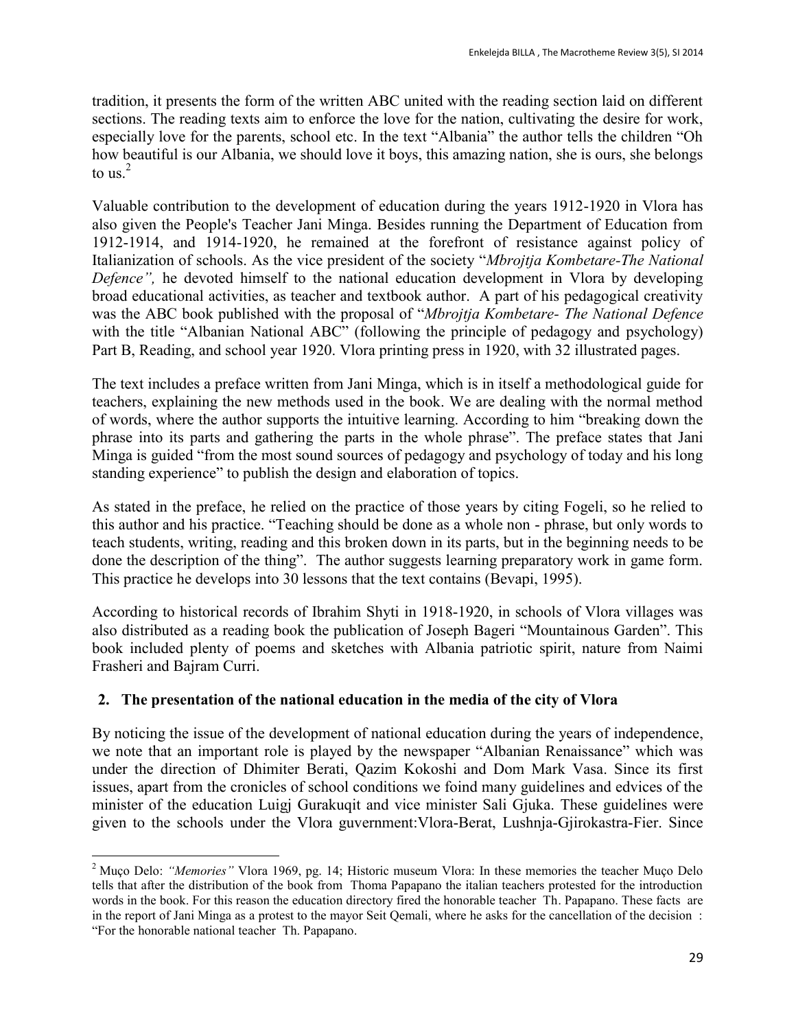tradition, it presents the form of the written ABC united with the reading section laid on different sections. The reading texts aim to enforce the love for the nation, cultivating the desire for work, especially love for the parents, school etc. In the text "Albania" the author tells the children "Oh how beautiful is our Albania, we should love it boys, this amazing nation, she is ours, she belongs to us.[2]

Valuable contribution to the development of education during the years 1912-1920 in Vlora has also given the People's Teacher Jani Minga. Besides running the Department of Education from 1912-1914, and 1914-1920, he remained at the forefront of resistance against policy of Italianization of schools. As the vice president of the society "*Mbrojtja Kombetare-The National Defence",* he devoted himself to the national education development in Vlora by developing broad educational activities, as teacher and textbook author. A part of his pedagogical creativity was the ABC book published with the proposal of "*Mbrojtja Kombetare- The National Defence* with the title "Albanian National ABC" (following the principle of pedagogy and psychology) Part B, Reading, and school year 1920. Vlora printing press in 1920, with 32 illustrated pages.

The text includes a preface written from Jani Minga, which is in itself a methodological guide for teachers, explaining the new methods used in the book. We are dealing with the normal method of words, where the author supports the intuitive learning. According to him "breaking down the phrase into its parts and gathering the parts in the whole phrase". The preface states that Jani Minga is guided "from the most sound sources of pedagogy and psychology of today and his long standing experience" to publish the design and elaboration of topics.

As stated in the preface, he relied on the practice of those years by citing Fogeli, so he relied to this author and his practice. "Teaching should be done as a whole non - phrase, but only words to teach students, writing, reading and this broken down in its parts, but in the beginning needs to be done the description of the thing". The author suggests learning preparatory work in game form. This practice he develops into 30 lessons that the text contains (Bevapi, 1995).

According to historical records of Ibrahim Shyti in 1918-1920, in schools of Vlora villages was also distributed as a reading book the publication of Joseph Bageri "Mountainous Garden". This book included plenty of poems and sketches with Albania patriotic spirit, nature from Naimi Frasheri and Bajram Curri.

## 2. The presentation of the national education in the media of the city of Vlora

By noticing the issue of the development of national education during the years of independence, we note that an important role is played by the newspaper "Albanian Renaissance" which was under the direction of Dhimiter Berati, Qazim Kokoshi and Dom Mark Vasa. Since its first issues, apart from the cronicles of school conditions we foind many guidelines and edvices of the minister of the education Luigj Gurakuqit and vice minister Sali Gjuka. These guidelines were given to the schools under the Vlora guvernment:Vlora-Berat, Lushnja-Gjirokastra-Fier. Since

---

[2] Muço Delo: *"Memories"* Vlora 1969, pg. 14; Historic museum Vlora: In these memories the teacher Muço Delo tells that after the distribution of the book from Thoma Papapano the italian teachers protested for the introduction words in the book. For this reason the education directory fired the honorable teacher Th. Papapano. These facts are in the report of Jani Minga as a protest to the mayor Seit Qemali, where he asks for the cancellation of the decision : "For the honorable national teacher Th. Papapano.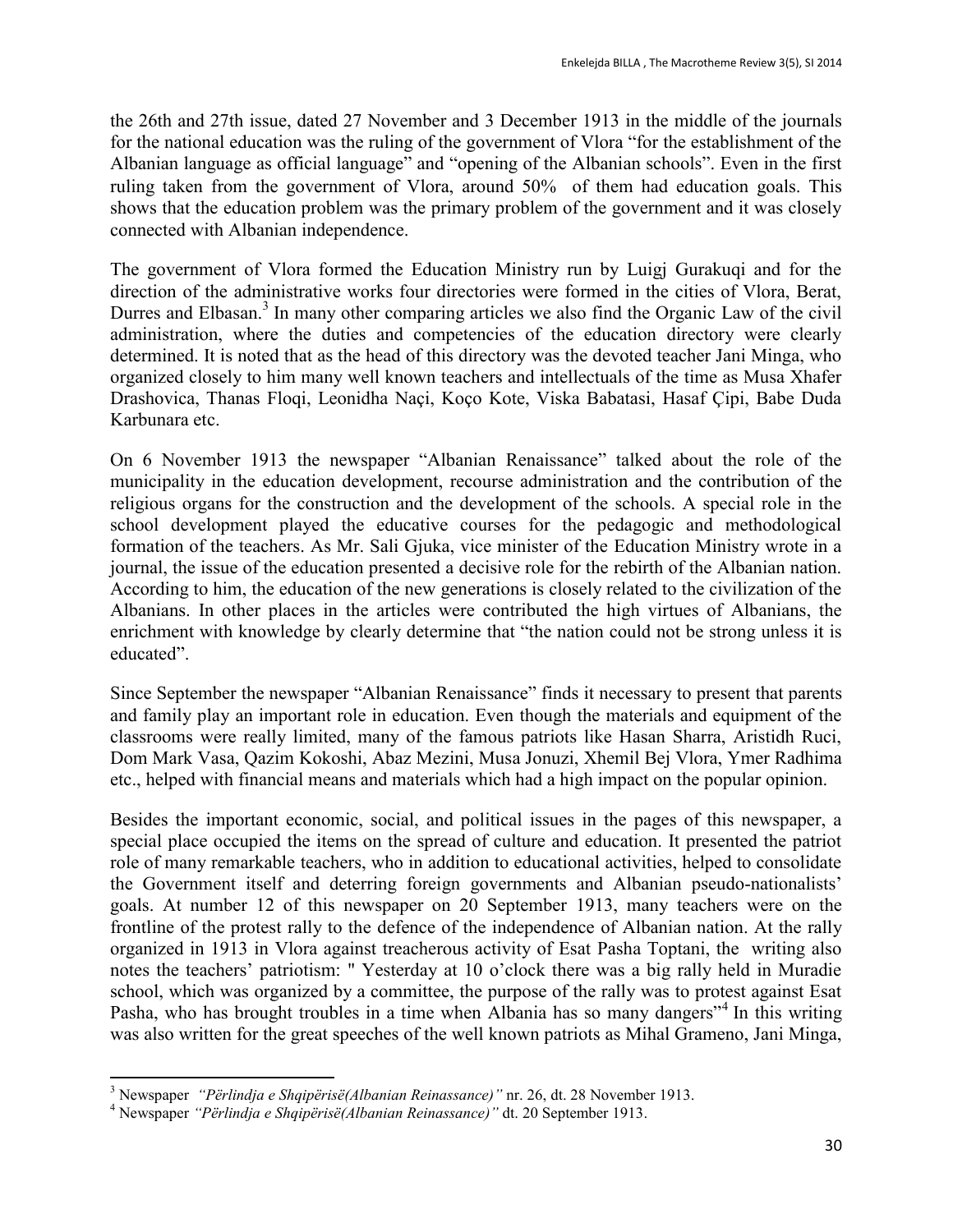the 26th and 27th issue, dated 27 November and 3 December 1913 in the middle of the journals for the national education was the ruling of the government of Vlora "for the establishment of the Albanian language as official language" and "opening of the Albanian schools". Even in the first ruling taken from the government of Vlora, around 50% of them had education goals. This shows that the education problem was the primary problem of the government and it was closely connected with Albanian independence.

The government of Vlora formed the Education Ministry run by Luigj Gurakuqi and for the direction of the administrative works four directories were formed in the cities of Vlora, Berat, Durres and Elbasan.[3] In many other comparing articles we also find the Organic Law of the civil administration, where the duties and competencies of the education directory were clearly determined. It is noted that as the head of this directory was the devoted teacher Jani Minga, who organized closely to him many well known teachers and intellectuals of the time as Musa Xhafer Drashovica, Thanas Floqi, Leonidha Naçi, Koço Kote, Viska Babatasi, Hasaf Çipi, Babe Duda Karbunara etc.

On 6 November 1913 the newspaper "Albanian Renaissance" talked about the role of the municipality in the education development, recourse administration and the contribution of the religious organs for the construction and the development of the schools. A special role in the school development played the educative courses for the pedagogic and methodological formation of the teachers. As Mr. Sali Gjuka, vice minister of the Education Ministry wrote in a journal, the issue of the education presented a decisive role for the rebirth of the Albanian nation. According to him, the education of the new generations is closely related to the civilization of the Albanians. In other places in the articles were contributed the high virtues of Albanians, the enrichment with knowledge by clearly determine that "the nation could not be strong unless it is educated".

Since September the newspaper "Albanian Renaissance" finds it necessary to present that parents and family play an important role in education. Even though the materials and equipment of the classrooms were really limited, many of the famous patriots like Hasan Sharra, Aristidh Ruci, Dom Mark Vasa, Qazim Kokoshi, Abaz Mezini, Musa Jonuzi, Xhemil Bej Vlora, Ymer Radhima etc., helped with financial means and materials which had a high impact on the popular opinion.

Besides the important economic, social, and political issues in the pages of this newspaper, a special place occupied the items on the spread of culture and education. It presented the patriot role of many remarkable teachers, who in addition to educational activities, helped to consolidate the Government itself and deterring foreign governments and Albanian pseudo-nationalists' goals. At number 12 of this newspaper on 20 September 1913, many teachers were on the frontline of the protest rally to the defence of the independence of Albanian nation. At the rally organized in 1913 in Vlora against treacherous activity of Esat Pasha Toptani, the writing also notes the teachers' patriotism: " Yesterday at 10 o'clock there was a big rally held in Muradie school, which was organized by a committee, the purpose of the rally was to protest against Esat Pasha, who has brought troubles in a time when Albania has so many dangers"[4] In this writing was also written for the great speeches of the well known patriots as Mihal Grameno, Jani Minga,

---

[3] Newspaper *"Përlindja e Shqipërisë(Albanian Reinassance)"* nr. 26, dt. 28 November 1913.

[4] Newspaper *"Përlindja e Shqipërisë(Albanian Reinassance)"* dt. 20 September 1913.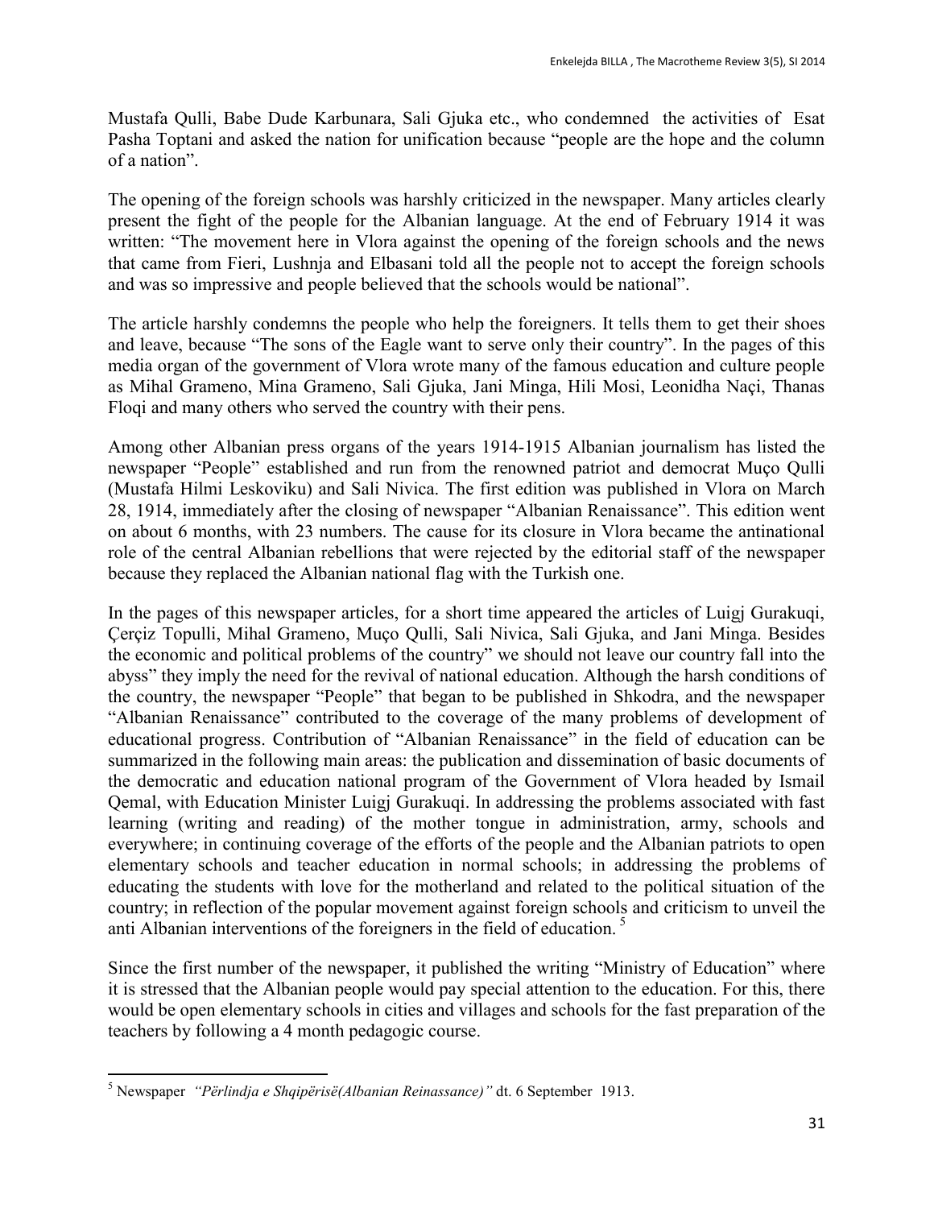Mustafa Qulli, Babe Dude Karbunara, Sali Gjuka etc., who condemned the activities of Esat Pasha Toptani and asked the nation for unification because "people are the hope and the column of a nation".

The opening of the foreign schools was harshly criticized in the newspaper. Many articles clearly present the fight of the people for the Albanian language. At the end of February 1914 it was written: "The movement here in Vlora against the opening of the foreign schools and the news that came from Fieri, Lushnja and Elbasani told all the people not to accept the foreign schools and was so impressive and people believed that the schools would be national".

The article harshly condemns the people who help the foreigners. It tells them to get their shoes and leave, because "The sons of the Eagle want to serve only their country". In the pages of this media organ of the government of Vlora wrote many of the famous education and culture people as Mihal Grameno, Mina Grameno, Sali Gjuka, Jani Minga, Hili Mosi, Leonidha Naçi, Thanas Floqi and many others who served the country with their pens.

Among other Albanian press organs of the years 1914-1915 Albanian journalism has listed the newspaper "People" established and run from the renowned patriot and democrat Muço Qulli (Mustafa Hilmi Leskoviku) and Sali Nivica. The first edition was published in Vlora on March 28, 1914, immediately after the closing of newspaper "Albanian Renaissance". This edition went on about 6 months, with 23 numbers. The cause for its closure in Vlora became the antinational role of the central Albanian rebellions that were rejected by the editorial staff of the newspaper because they replaced the Albanian national flag with the Turkish one.

In the pages of this newspaper articles, for a short time appeared the articles of Luigj Gurakuqi, Çerçiz Topulli, Mihal Grameno, Muço Qulli, Sali Nivica, Sali Gjuka, and Jani Minga. Besides the economic and political problems of the country" we should not leave our country fall into the abyss" they imply the need for the revival of national education. Although the harsh conditions of the country, the newspaper "People" that began to be published in Shkodra, and the newspaper "Albanian Renaissance" contributed to the coverage of the many problems of development of educational progress. Contribution of "Albanian Renaissance" in the field of education can be summarized in the following main areas: the publication and dissemination of basic documents of the democratic and education national program of the Government of Vlora headed by Ismail Qemal, with Education Minister Luigj Gurakuqi. In addressing the problems associated with fast learning (writing and reading) of the mother tongue in administration, army, schools and everywhere; in continuing coverage of the efforts of the people and the Albanian patriots to open elementary schools and teacher education in normal schools; in addressing the problems of educating the students with love for the motherland and related to the political situation of the country; in reflection of the popular movement against foreign schools and criticism to unveil the anti Albanian interventions of the foreigners in the field of education. [5]

Since the first number of the newspaper, it published the writing "Ministry of Education" where it is stressed that the Albanian people would pay special attention to the education. For this, there would be open elementary schools in cities and villages and schools for the fast preparation of the teachers by following a 4 month pedagogic course.

---

[5] Newspaper *"Përlindja e Shqipërisë(Albanian Reinassance)"* dt. 6 September 1913.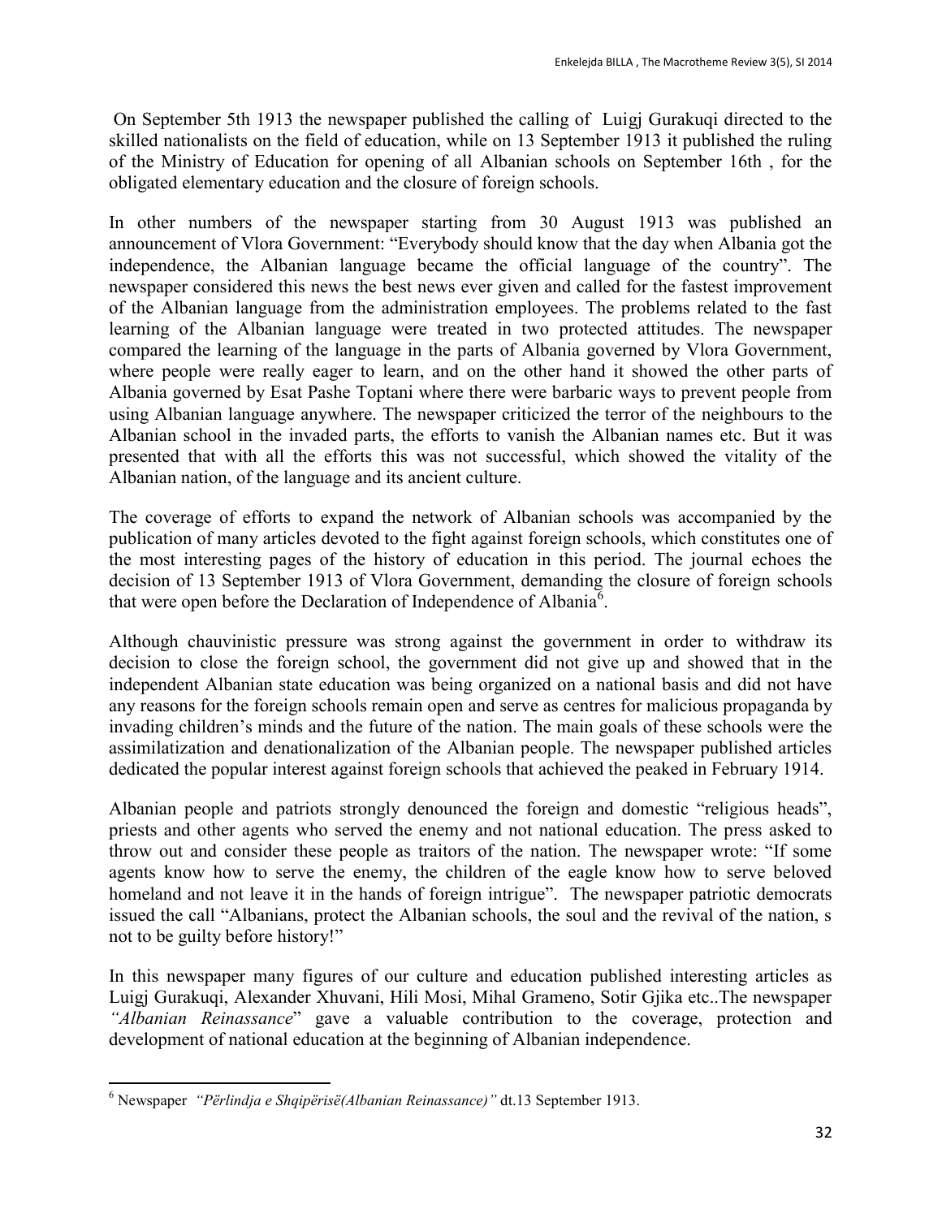On September 5th 1913 the newspaper published the calling of Luigj Gurakuqi directed to the skilled nationalists on the field of education, while on 13 September 1913 it published the ruling of the Ministry of Education for opening of all Albanian schools on September 16th , for the obligated elementary education and the closure of foreign schools.

In other numbers of the newspaper starting from 30 August 1913 was published an announcement of Vlora Government: "Everybody should know that the day when Albania got the independence, the Albanian language became the official language of the country". The newspaper considered this news the best news ever given and called for the fastest improvement of the Albanian language from the administration employees. The problems related to the fast learning of the Albanian language were treated in two protected attitudes. The newspaper compared the learning of the language in the parts of Albania governed by Vlora Government, where people were really eager to learn, and on the other hand it showed the other parts of Albania governed by Esat Pashe Toptani where there were barbaric ways to prevent people from using Albanian language anywhere. The newspaper criticized the terror of the neighbours to the Albanian school in the invaded parts, the efforts to vanish the Albanian names etc. But it was presented that with all the efforts this was not successful, which showed the vitality of the Albanian nation, of the language and its ancient culture.

The coverage of efforts to expand the network of Albanian schools was accompanied by the publication of many articles devoted to the fight against foreign schools, which constitutes one of the most interesting pages of the history of education in this period. The journal echoes the decision of 13 September 1913 of Vlora Government, demanding the closure of foreign schools that were open before the Declaration of Independence of Albania[6].

Although chauvinistic pressure was strong against the government in order to withdraw its decision to close the foreign school, the government did not give up and showed that in the independent Albanian state education was being organized on a national basis and did not have any reasons for the foreign schools remain open and serve as centres for malicious propaganda by invading children's minds and the future of the nation. The main goals of these schools were the assimilatization and denationalization of the Albanian people. The newspaper published articles dedicated the popular interest against foreign schools that achieved the peaked in February 1914.

Albanian people and patriots strongly denounced the foreign and domestic "religious heads", priests and other agents who served the enemy and not national education. The press asked to throw out and consider these people as traitors of the nation. The newspaper wrote: "If some agents know how to serve the enemy, the children of the eagle know how to serve beloved homeland and not leave it in the hands of foreign intrigue". The newspaper patriotic democrats issued the call "Albanians, protect the Albanian schools, the soul and the revival of the nation, s not to be guilty before history!"

In this newspaper many figures of our culture and education published interesting articles as Luigj Gurakuqi, Alexander Xhuvani, Hili Mosi, Mihal Grameno, Sotir Gjika etc..The newspaper *"Albanian Reinassance*" gave a valuable contribution to the coverage, protection and development of national education at the beginning of Albanian independence.

---

[6] Newspaper *"Përlindja e Shqipërisë(Albanian Reinassance)"* dt.13 September 1913.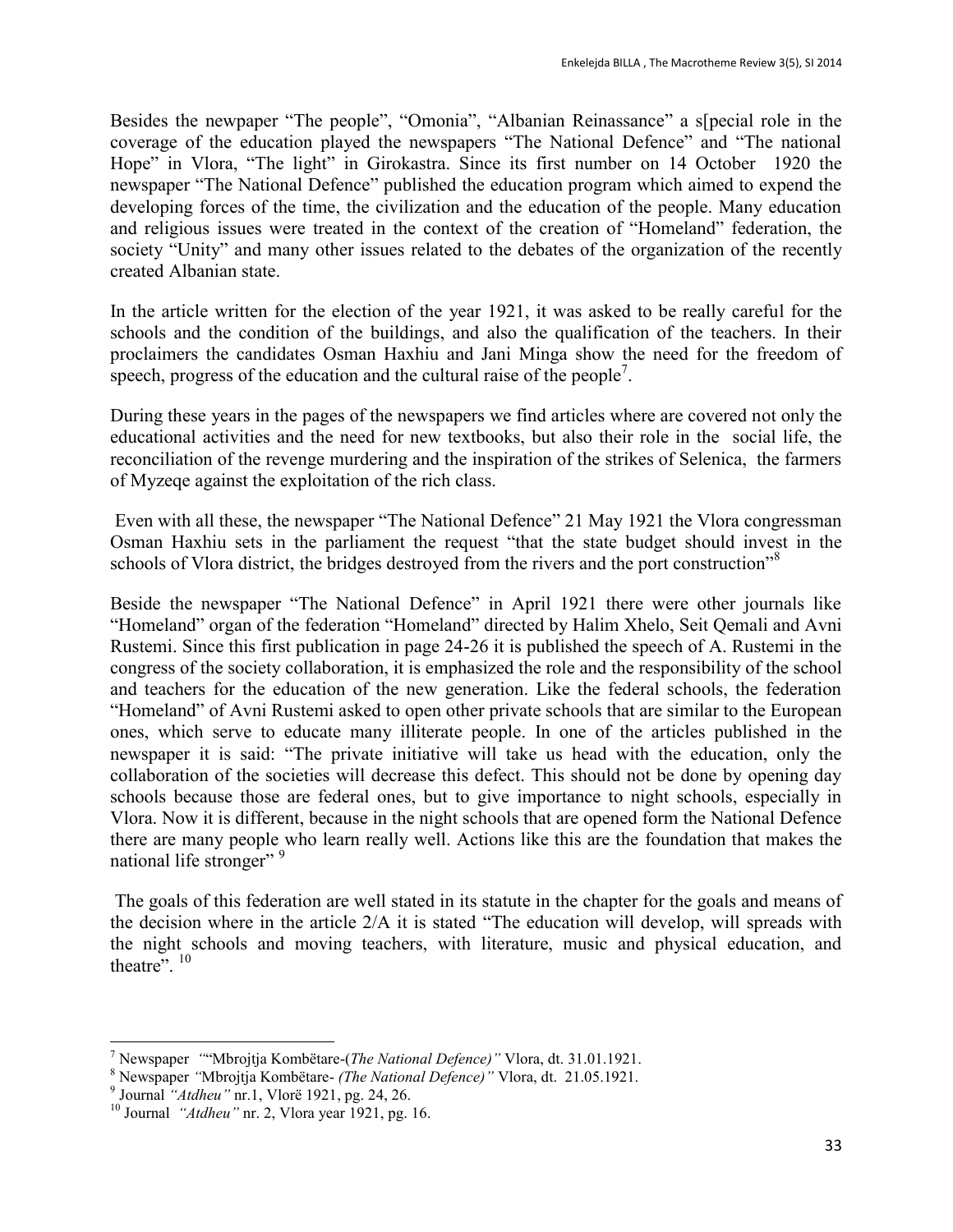Besides the newpaper "The people", "Omonia", "Albanian Reinassance" a s[pecial role in the coverage of the education played the newspapers "The National Defence" and "The national Hope" in Vlora, "The light" in Girokastra. Since its first number on 14 October 1920 the newspaper "The National Defence" published the education program which aimed to expend the developing forces of the time, the civilization and the education of the people. Many education and religious issues were treated in the context of the creation of "Homeland" federation, the society "Unity" and many other issues related to the debates of the organization of the recently created Albanian state.

In the article written for the election of the year 1921, it was asked to be really careful for the schools and the condition of the buildings, and also the qualification of the teachers. In their proclaimers the candidates Osman Haxhiu and Jani Minga show the need for the freedom of speech, progress of the education and the cultural raise of the people[7].

During these years in the pages of the newspapers we find articles where are covered not only the educational activities and the need for new textbooks, but also their role in the social life, the reconciliation of the revenge murdering and the inspiration of the strikes of Selenica, the farmers of Myzeqe against the exploitation of the rich class.

Even with all these, the newspaper "The National Defence" 21 May 1921 the Vlora congressman Osman Haxhiu sets in the parliament the request "that the state budget should invest in the schools of Vlora district, the bridges destroyed from the rivers and the port construction"[8]

Beside the newspaper "The National Defence" in April 1921 there were other journals like "Homeland" organ of the federation "Homeland" directed by Halim Xhelo, Seit Qemali and Avni Rustemi. Since this first publication in page 24-26 it is published the speech of A. Rustemi in the congress of the society collaboration, it is emphasized the role and the responsibility of the school and teachers for the education of the new generation. Like the federal schools, the federation "Homeland" of Avni Rustemi asked to open other private schools that are similar to the European ones, which serve to educate many illiterate people. In one of the articles published in the newspaper it is said: "The private initiative will take us head with the education, only the collaboration of the societies will decrease this defect. This should not be done by opening day schools because those are federal ones, but to give importance to night schools, especially in Vlora. Now it is different, because in the night schools that are opened form the National Defence there are many people who learn really well. Actions like this are the foundation that makes the national life stronger" [9]

The goals of this federation are well stated in its statute in the chapter for the goals and means of the decision where in the article 2/A it is stated "The education will develop, will spreads with the night schools and moving teachers, with literature, music and physical education, and theatre". [10]

---

[7] Newspaper ""Mbrojtja Kombëtare-(*The National Defence)"* Vlora, dt. 31.01.1921.

[8] Newspaper *"*Mbrojtja Kombëtare- *(The National Defence)"* Vlora, dt. 21.05.1921.

[9] Journal *"Atdheu"* nr.1, Vlorë 1921, pg. 24, 26.

[10] Journal *"Atdheu"* nr. 2, Vlora year 1921, pg. 16.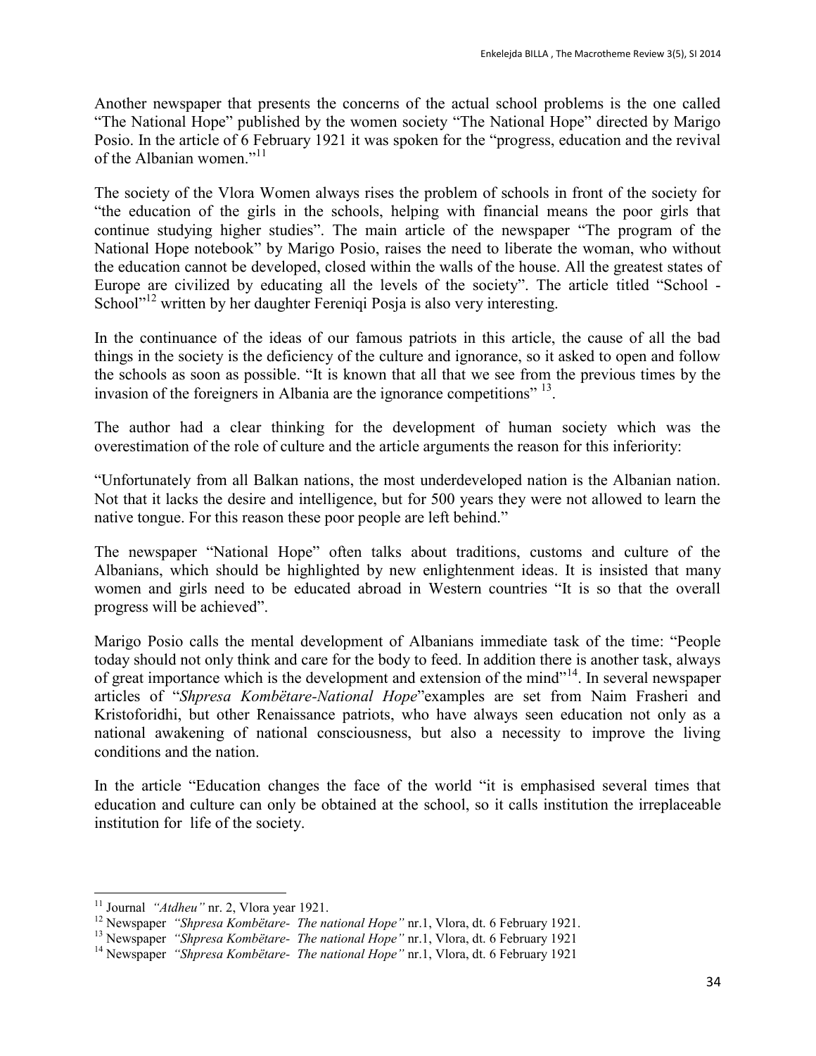Another newspaper that presents the concerns of the actual school problems is the one called "The National Hope" published by the women society "The National Hope" directed by Marigo Posio. In the article of 6 February 1921 it was spoken for the "progress, education and the revival of the Albanian women."[11]

The society of the Vlora Women always rises the problem of schools in front of the society for "the education of the girls in the schools, helping with financial means the poor girls that continue studying higher studies". The main article of the newspaper "The program of the National Hope notebook" by Marigo Posio, raises the need to liberate the woman, who without the education cannot be developed, closed within the walls of the house. All the greatest states of Europe are civilized by educating all the levels of the society". The article titled "School - School"[12] written by her daughter Fereniqi Posja is also very interesting.

In the continuance of the ideas of our famous patriots in this article, the cause of all the bad things in the society is the deficiency of the culture and ignorance, so it asked to open and follow the schools as soon as possible. "It is known that all that we see from the previous times by the invasion of the foreigners in Albania are the ignorance competitions" [13].

The author had a clear thinking for the development of human society which was the overestimation of the role of culture and the article arguments the reason for this inferiority:

"Unfortunately from all Balkan nations, the most underdeveloped nation is the Albanian nation. Not that it lacks the desire and intelligence, but for 500 years they were not allowed to learn the native tongue. For this reason these poor people are left behind."

The newspaper "National Hope" often talks about traditions, customs and culture of the Albanians, which should be highlighted by new enlightenment ideas. It is insisted that many women and girls need to be educated abroad in Western countries "It is so that the overall progress will be achieved".

Marigo Posio calls the mental development of Albanians immediate task of the time: "People today should not only think and care for the body to feed. In addition there is another task, always of great importance which is the development and extension of the mind"[14]. In several newspaper articles of "*Shpresa Kombëtare-National Hope*"examples are set from Naim Frasheri and Kristoforidhi, but other Renaissance patriots, who have always seen education not only as a national awakening of national consciousness, but also a necessity to improve the living conditions and the nation.

In the article "Education changes the face of the world "it is emphasised several times that education and culture can only be obtained at the school, so it calls institution the irreplaceable institution for life of the society.

---

[11] Journal *"Atdheu"* nr. 2, Vlora year 1921.

[12] Newspaper *"Shpresa Kombëtare- The national Hope"* nr.1, Vlora, dt. 6 February 1921.

[13] Newspaper *"Shpresa Kombëtare- The national Hope"* nr.1, Vlora, dt. 6 February 1921

[14] Newspaper *"Shpresa Kombëtare- The national Hope"* nr.1, Vlora, dt. 6 February 1921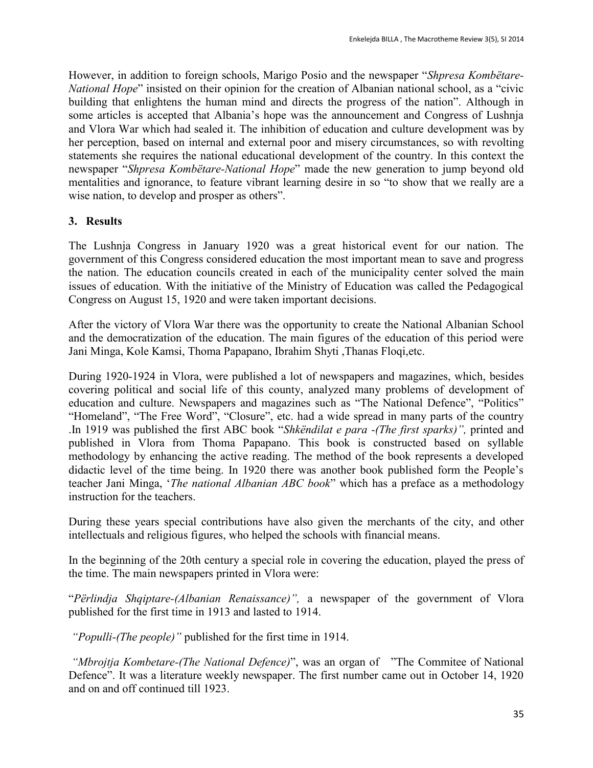However, in addition to foreign schools, Marigo Posio and the newspaper "*Shpresa Kombëtare-National Hope*" insisted on their opinion for the creation of Albanian national school, as a "civic building that enlightens the human mind and directs the progress of the nation". Although in some articles is accepted that Albania's hope was the announcement and Congress of Lushnja and Vlora War which had sealed it. The inhibition of education and culture development was by her perception, based on internal and external poor and misery circumstances, so with revolting statements she requires the national educational development of the country. In this context the newspaper "*Shpresa Kombëtare-National Hope*" made the new generation to jump beyond old mentalities and ignorance, to feature vibrant learning desire in so "to show that we really are a wise nation, to develop and prosper as others".

## 3. Results

The Lushnja Congress in January 1920 was a great historical event for our nation. The government of this Congress considered education the most important mean to save and progress the nation. The education councils created in each of the municipality center solved the main issues of education. With the initiative of the Ministry of Education was called the Pedagogical Congress on August 15, 1920 and were taken important decisions.

After the victory of Vlora War there was the opportunity to create the National Albanian School and the democratization of the education. The main figures of the education of this period were Jani Minga, Kole Kamsi, Thoma Papapano, Ibrahim Shyti ,Thanas Floqi,etc.

During 1920-1924 in Vlora, were published a lot of newspapers and magazines, which, besides covering political and social life of this county, analyzed many problems of development of education and culture. Newspapers and magazines such as "The National Defence", "Politics" "Homeland", "The Free Word", "Closure", etc. had a wide spread in many parts of the country .In 1919 was published the first ABC book "*Shkëndilat e para -(The first sparks)",* printed and published in Vlora from Thoma Papapano. This book is constructed based on syllable methodology by enhancing the active reading. The method of the book represents a developed didactic level of the time being. In 1920 there was another book published form the People's teacher Jani Minga, '*The national Albanian ABC book*" which has a preface as a methodology instruction for the teachers.

During these years special contributions have also given the merchants of the city, and other intellectuals and religious figures, who helped the schools with financial means.

In the beginning of the 20th century a special role in covering the education, played the press of the time. The main newspapers printed in Vlora were:

"*Përlindja Shqiptare-(Albanian Renaissance)",* a newspaper of the government of Vlora published for the first time in 1913 and lasted to 1914.

*"Populli-(The people)"* published for the first time in 1914.

*"Mbrojtja Kombetare-(The National Defence)*", was an organ of "The Commitee of National Defence". It was a literature weekly newspaper. The first number came out in October 14, 1920 and on and off continued till 1923.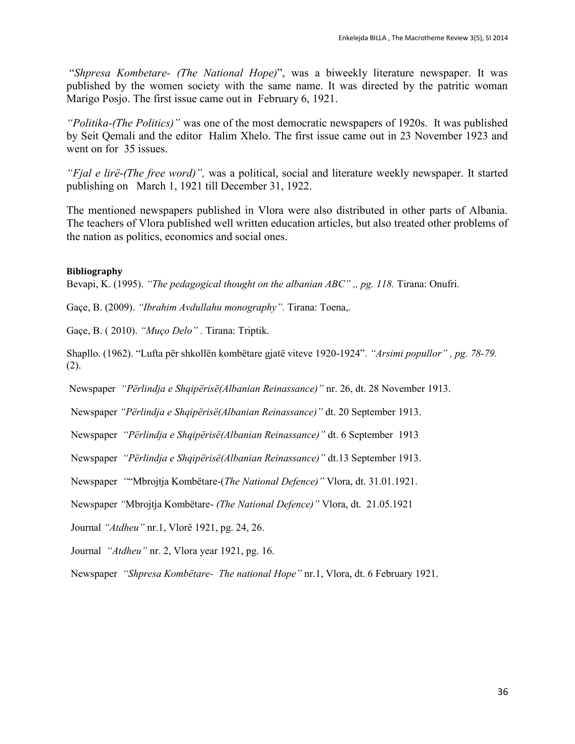"*Shpresa Kombetare- (The National Hope)*", was a biweekly literature newspaper. It was published by the women society with the same name. It was directed by the patritic woman Marigo Posjo. The first issue came out in February 6, 1921.

*"Politika-(The Politics)"* was one of the most democratic newspapers of 1920s. It was published by Seit Qemali and the editor Halim Xhelo. The first issue came out in 23 November 1923 and went on for 35 issues.

*"Fjal e lirë-(The free word)",* was a political, social and literature weekly newspaper. It started publishing on March 1, 1921 till December 31, 1922.

The mentioned newspapers published in Vlora were also distributed in other parts of Albania. The teachers of Vlora published well written education articles, but also treated other problems of the nation as politics, economics and social ones.

**Bibliography**

Bevapi, K. (1995). *"The pedagogical thought on the albanian ABC" ,, pg. 118.* Tirana: Onufri.

Gaçe, B. (2009). *"Ibrahim Avdullahu monography".* Tirana: Toena,.

Gaçe, B. ( 2010). *"Muço Delo"* . Tirana: Triptik.

Shapllo. (1962). "Lufta për shkollën kombëtare gjatë viteve 1920-1924". *"Arsimi popullor" , pg. 78-79.* (2).

Newspaper *"Përlindja e Shqipërisë(Albanian Reinassance)"* nr. 26, dt. 28 November 1913.

Newspaper *"Përlindja e Shqipërisë(Albanian Reinassance)"* dt. 20 September 1913.

Newspaper *"Përlindja e Shqipërisë(Albanian Reinassance)"* dt. 6 September 1913

Newspaper *"Përlindja e Shqipërisë(Albanian Reinassance)"* dt.13 September 1913.

Newspaper ""Mbrojtja Kombëtare-(*The National Defence)"* Vlora, dt. 31.01.1921.

Newspaper "Mbrojtja Kombëtare- *(The National Defence)"* Vlora, dt. 21.05.1921

Journal *"Atdheu"* nr.1, Vlorë 1921, pg. 24, 26.

Journal *"Atdheu"* nr. 2, Vlora year 1921, pg. 16.

Newspaper *"Shpresa Kombëtare- The national Hope"* nr.1, Vlora, dt. 6 February 1921.